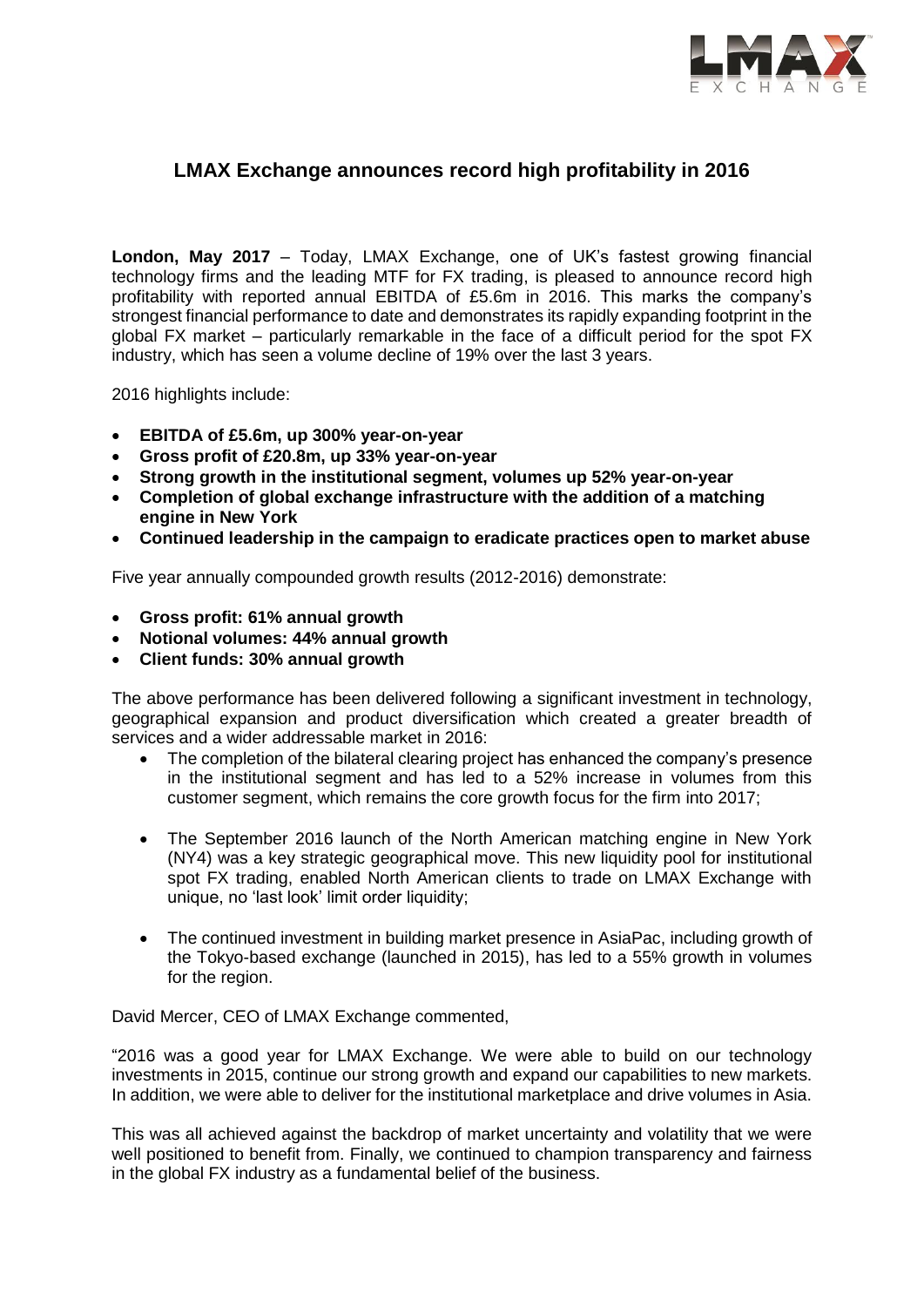# LMAX Exchange announces record high profitability in 2016

**London, May 2017** – Today, LMAX Exchange, one of UK's fastest growing financial technology firms and the leading MTF for FX trading, is pleased to announce record high profitability with reported annual EBITDA of £5.6m in 2016. This marks the company's strongest financial performance to date and demonstrates its rapidly expanding footprint in the global FX market – particularly remarkable in the face of a difficult period for the spot FX industry, which has seen a volume decline of 19% over the last 3 years.

2016 highlights include:

- **EBITDA of £5.6m, up 300% year-on-year**
- **Gross profit of £20.8m, up 33% year-on-year**
- **Strong growth in the institutional segment, volumes up 52% year-on-year**
- **Completion of global exchange infrastructure with the addition of a matching engine in New York**
- **Continued leadership in the campaign to eradicate practices open to market abuse**

Five year annually compounded growth results (2012-2016) demonstrate:

- **Gross profit: 61% annual growth**
- **Notional volumes: 44% annual growth**
- **Client funds: 30% annual growth**

The above performance has been delivered following a significant investment in technology, geographical expansion and product diversification which created a greater breadth of services and a wider addressable market in 2016:

- The completion of the bilateral clearing project has enhanced the company's presence in the institutional segment and has led to a 52% increase in volumes from this customer segment, which remains the core growth focus for the firm into 2017;
- The September 2016 launch of the North American matching engine in New York (NY4) was a key strategic geographical move. This new liquidity pool for institutional spot FX trading, enabled North American clients to trade on LMAX Exchange with unique, no 'last look' limit order liquidity;
- The continued investment in building market presence in AsiaPac, including growth of the Tokyo-based exchange (launched in 2015), has led to a 55% growth in volumes for the region.

David Mercer, CEO of LMAX Exchange commented,

"2016 was a good year for LMAX Exchange. We were able to build on our technology investments in 2015, continue our strong growth and expand our capabilities to new markets. In addition, we were able to deliver for the institutional marketplace and drive volumes in Asia.

This was all achieved against the backdrop of market uncertainty and volatility that we were well positioned to benefit from. Finally, we continued to champion transparency and fairness in the global FX industry as a fundamental belief of the business.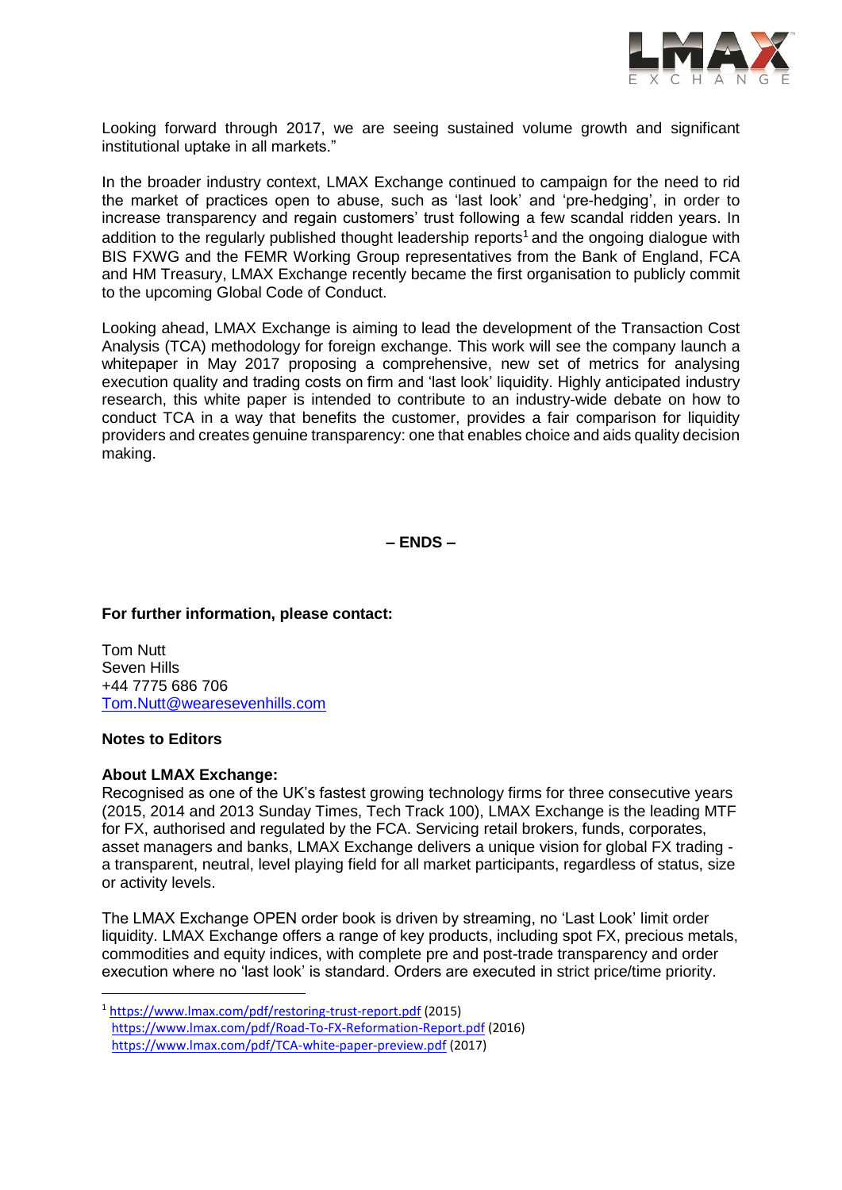Looking forward through 2017, we are seeing sustained volume growth and significant institutional uptake in all markets."

In the broader industry context, LMAX Exchange continued to campaign for the need to rid the market of practices open to abuse, such as 'last look' and 'pre-hedging', in order to increase transparency and regain customers' trust following a few scandal ridden years. In addition to the regularly published thought leadership reports[1] and the ongoing dialogue with BIS FXWG and the FEMR Working Group representatives from the Bank of England, FCA and HM Treasury, LMAX Exchange recently became the first organisation to publicly commit to the upcoming Global Code of Conduct.

Looking ahead, LMAX Exchange is aiming to lead the development of the Transaction Cost Analysis (TCA) methodology for foreign exchange. This work will see the company launch a whitepaper in May 2017 proposing a comprehensive, new set of metrics for analysing execution quality and trading costs on firm and 'last look' liquidity. Highly anticipated industry research, this white paper is intended to contribute to an industry-wide debate on how to conduct TCA in a way that benefits the customer, provides a fair comparison for liquidity providers and creates genuine transparency: one that enables choice and aids quality decision making.

**– ENDS –**

**For further information, please contact:**

Tom Nutt
Seven Hills
+44 7775 686 706
Tom.Nutt@wearesevenhills.com

**Notes to Editors**

**About LMAX Exchange:**
Recognised as one of the UK's fastest growing technology firms for three consecutive years (2015, 2014 and 2013 Sunday Times, Tech Track 100), LMAX Exchange is the leading MTF for FX, authorised and regulated by the FCA. Servicing retail brokers, funds, corporates, asset managers and banks, LMAX Exchange delivers a unique vision for global FX trading - a transparent, neutral, level playing field for all market participants, regardless of status, size or activity levels.

The LMAX Exchange OPEN order book is driven by streaming, no 'Last Look' limit order liquidity. LMAX Exchange offers a range of key products, including spot FX, precious metals, commodities and equity indices, with complete pre and post-trade transparency and order execution where no 'last look' is standard. Orders are executed in strict price/time priority.

---

[1] https://www.lmax.com/pdf/restoring-trust-report.pdf (2015)
https://www.lmax.com/pdf/Road-To-FX-Reformation-Report.pdf (2016)
https://www.lmax.com/pdf/TCA-white-paper-preview.pdf (2017)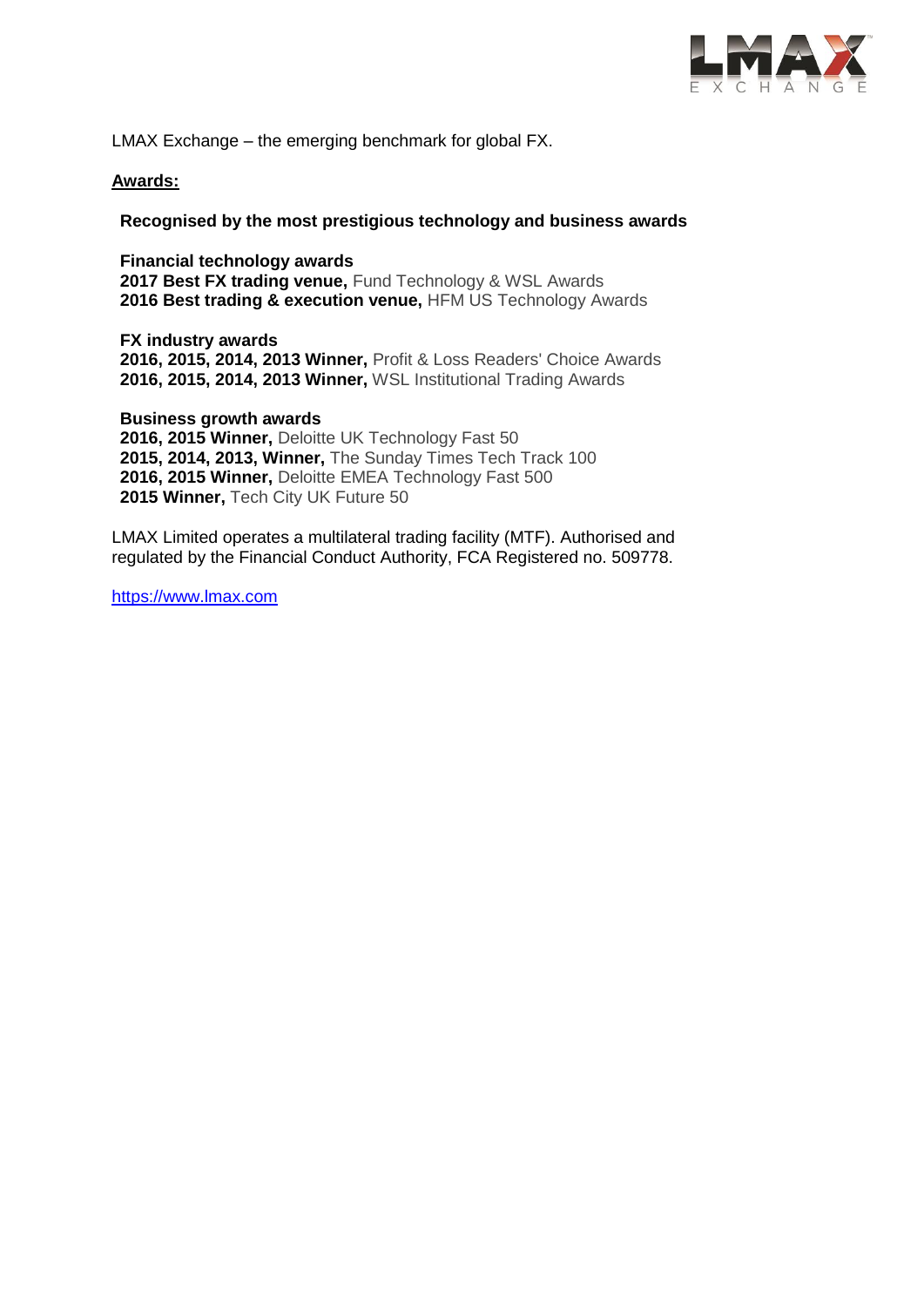LMAX Exchange – the emerging benchmark for global FX.

**Awards:**

**Recognised by the most prestigious technology and business awards**

**Financial technology awards**
**2017 Best FX trading venue,** Fund Technology & WSL Awards
**2016 Best trading & execution venue,** HFM US Technology Awards

**FX industry awards**
**2016, 2015, 2014, 2013 Winner,** Profit & Loss Readers' Choice Awards
**2016, 2015, 2014, 2013 Winner,** WSL Institutional Trading Awards

**Business growth awards**
**2016, 2015 Winner,** Deloitte UK Technology Fast 50
**2015, 2014, 2013, Winner,** The Sunday Times Tech Track 100
**2016, 2015 Winner,** Deloitte EMEA Technology Fast 500
**2015 Winner,** Tech City UK Future 50

LMAX Limited operates a multilateral trading facility (MTF). Authorised and regulated by the Financial Conduct Authority, FCA Registered no. 509778.

[https://www.lmax.com](https://www.lmax.com)